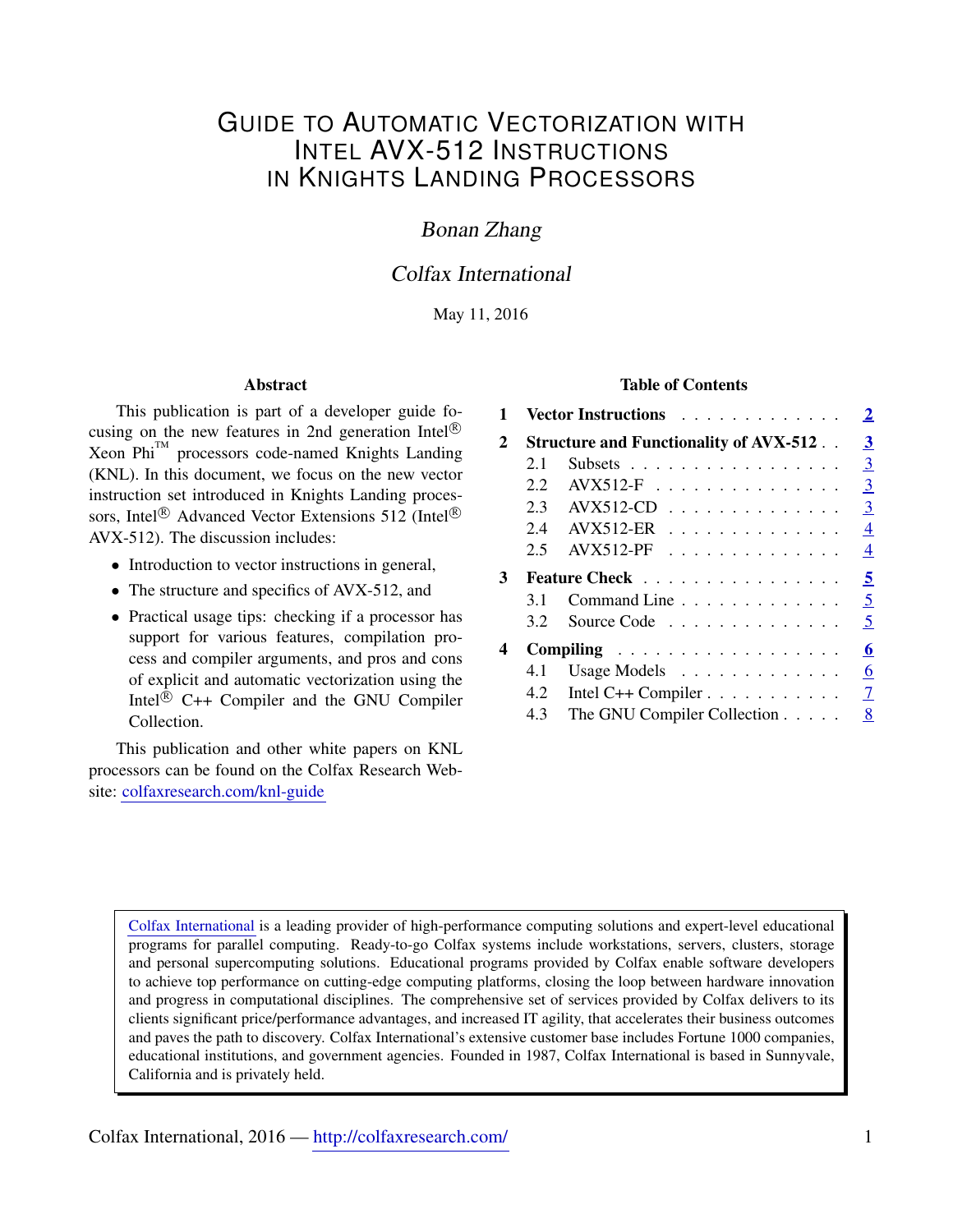# Guide to Automatic Vectorization with Intel AVX-512 Instructions in Knights Landing Processors

*Bonan Zhang*

*Colfax International*

May 11, 2016

## Abstract

This publication is part of a developer guide focusing on the new features in 2nd generation Intel® Xeon Phi™ processors code-named Knights Landing (KNL). In this document, we focus on the new vector instruction set introduced in Knights Landing processors, Intel® Advanced Vector Extensions 512 (Intel® AVX-512). The discussion includes:

- Introduction to vector instructions in general,
- The structure and specifics of AVX-512, and
- Practical usage tips: checking if a processor has support for various features, compilation process and compiler arguments, and pros and cons of explicit and automatic vectorization using the Intel® C++ Compiler and the GNU Compiler Collection.

This publication and other white papers on KNL processors can be found on the Colfax Research Website: colfaxresearch.com/knl-guide

## Table of Contents

| | | |
|---|---|---|
| **1** | **Vector Instructions** | **2** |
| **2** | **Structure and Functionality of AVX-512** | **3** |
| 2.1 | Subsets | 3 |
| 2.2 | AVX512-F | 3 |
| 2.3 | AVX512-CD | 3 |
| 2.4 | AVX512-ER | 4 |
| 2.5 | AVX512-PF | 4 |
| **3** | **Feature Check** | **5** |
| 3.1 | Command Line | 5 |
| 3.2 | Source Code | 5 |
| **4** | **Compiling** | **6** |
| 4.1 | Usage Models | 6 |
| 4.2 | Intel C++ Compiler | 7 |
| 4.3 | The GNU Compiler Collection | 8 |

Colfax International is a leading provider of high-performance computing solutions and expert-level educational programs for parallel computing. Ready-to-go Colfax systems include workstations, servers, clusters, storage and personal supercomputing solutions. Educational programs provided by Colfax enable software developers to achieve top performance on cutting-edge computing platforms, closing the loop between hardware innovation and progress in computational disciplines. The comprehensive set of services provided by Colfax delivers to its clients significant price/performance advantages, and increased IT agility, that accelerates their business outcomes and paves the path to discovery. Colfax International's extensive customer base includes Fortune 1000 companies, educational institutions, and government agencies. Founded in 1987, Colfax International is based in Sunnyvale, California and is privately held.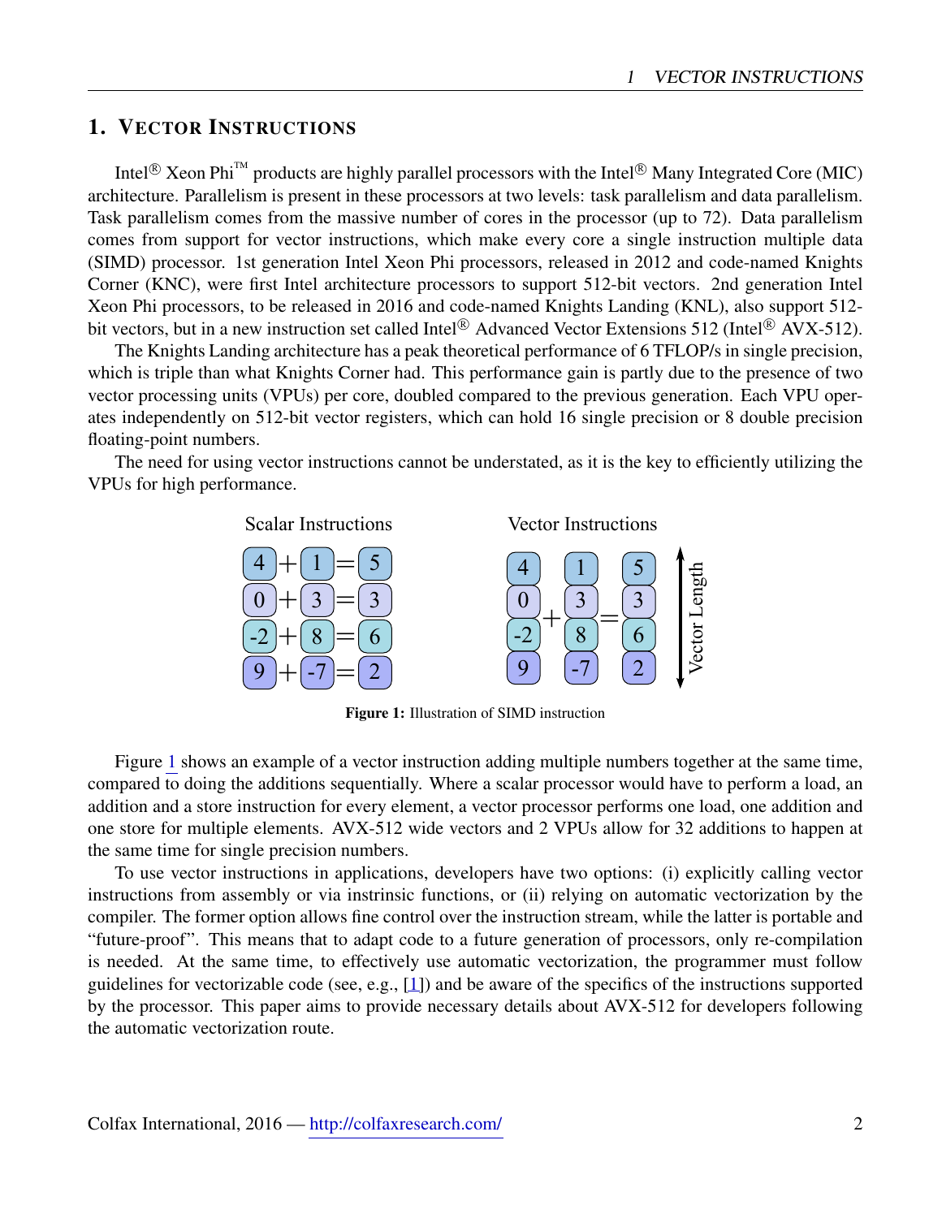## 1. Vector Instructions

Intel® Xeon Phi™ products are highly parallel processors with the Intel® Many Integrated Core (MIC) architecture. Parallelism is present in these processors at two levels: task parallelism and data parallelism. Task parallelism comes from the massive number of cores in the processor (up to 72). Data parallelism comes from support for vector instructions, which make every core a single instruction multiple data (SIMD) processor. 1st generation Intel Xeon Phi processors, released in 2012 and code-named Knights Corner (KNC), were first Intel architecture processors to support 512-bit vectors. 2nd generation Intel Xeon Phi processors, to be released in 2016 and code-named Knights Landing (KNL), also support 512-bit vectors, but in a new instruction set called Intel® Advanced Vector Extensions 512 (Intel® AVX-512).

The Knights Landing architecture has a peak theoretical performance of 6 TFLOP/s in single precision, which is triple than what Knights Corner had. This performance gain is partly due to the presence of two vector processing units (VPUs) per core, doubled compared to the previous generation. Each VPU operates independently on 512-bit vector registers, which can hold 16 single precision or 8 double precision floating-point numbers.

The need for using vector instructions cannot be understated, as it is the key to efficiently utilizing the VPUs for high performance.

Scalar Instructions

$4 + 1 = 5$
$0 + 3 = 3$
$-2 + 8 = 6$
$9 + -7 = 2$

Vector Instructions

$$\begin{pmatrix}4\\0\\-2\\9\end{pmatrix} + \begin{pmatrix}1\\3\\8\\-7\end{pmatrix} = \begin{pmatrix}5\\3\\6\\2\end{pmatrix}$$

Vector Length

**Figure 1:** Illustration of SIMD instruction

Figure 1 shows an example of a vector instruction adding multiple numbers together at the same time, compared to doing the additions sequentially. Where a scalar processor would have to perform a load, an addition and a store instruction for every element, a vector processor performs one load, one addition and one store for multiple elements. AVX-512 wide vectors and 2 VPUs allow for 32 additions to happen at the same time for single precision numbers.

To use vector instructions in applications, developers have two options: (i) explicitly calling vector instructions from assembly or via instrinsic functions, or (ii) relying on automatic vectorization by the compiler. The former option allows fine control over the instruction stream, while the latter is portable and "future-proof". This means that to adapt code to a future generation of processors, only re-compilation is needed. At the same time, to effectively use automatic vectorization, the programmer must follow guidelines for vectorizable code (see, e.g., [1]) and be aware of the specifics of the instructions supported by the processor. This paper aims to provide necessary details about AVX-512 for developers following the automatic vectorization route.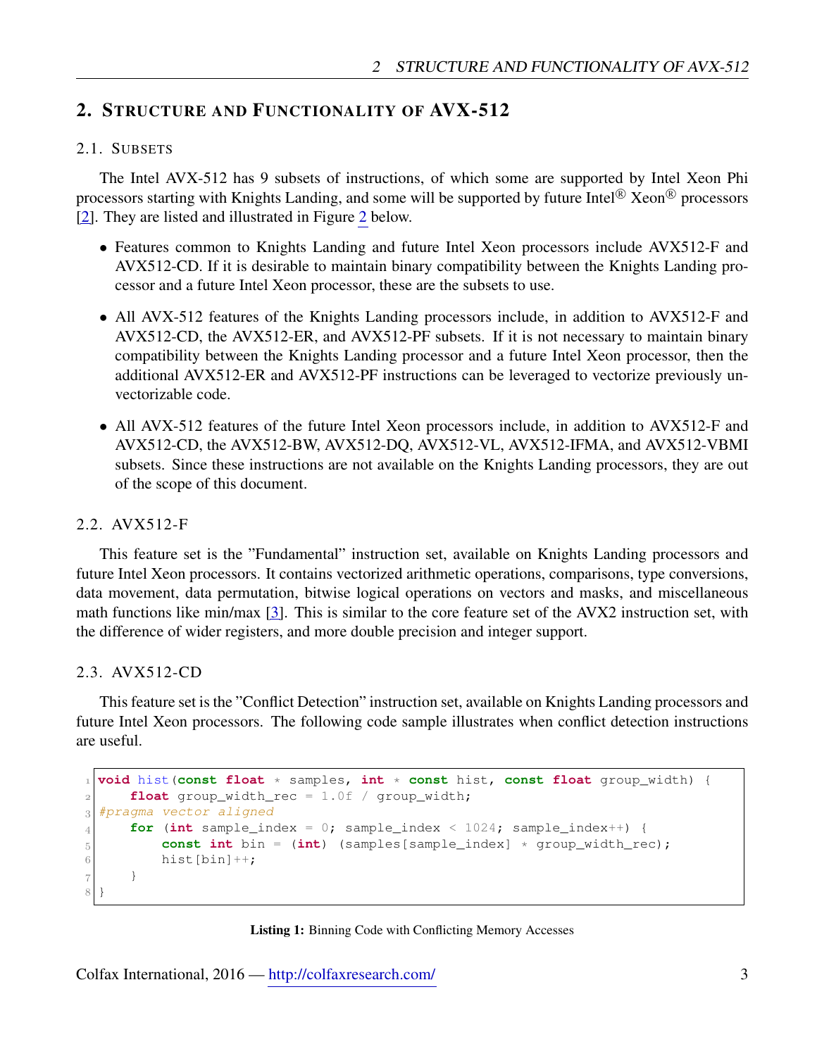## 2. Structure and Functionality of AVX-512

### 2.1. Subsets

The Intel AVX-512 has 9 subsets of instructions, of which some are supported by Intel Xeon Phi processors starting with Knights Landing, and some will be supported by future Intel® Xeon® processors [2]. They are listed and illustrated in Figure 2 below.

- Features common to Knights Landing and future Intel Xeon processors include AVX512-F and AVX512-CD. If it is desirable to maintain binary compatibility between the Knights Landing processor and a future Intel Xeon processor, these are the subsets to use.
- All AVX-512 features of the Knights Landing processors include, in addition to AVX512-F and AVX512-CD, the AVX512-ER, and AVX512-PF subsets. If it is not necessary to maintain binary compatibility between the Knights Landing processor and a future Intel Xeon processor, then the additional AVX512-ER and AVX512-PF instructions can be leveraged to vectorize previously unvectorizable code.
- All AVX-512 features of the future Intel Xeon processors include, in addition to AVX512-F and AVX512-CD, the AVX512-BW, AVX512-DQ, AVX512-VL, AVX512-IFMA, and AVX512-VBMI subsets. Since these instructions are not available on the Knights Landing processors, they are out of the scope of this document.

### 2.2. AVX512-F

This feature set is the "Fundamental" instruction set, available on Knights Landing processors and future Intel Xeon processors. It contains vectorized arithmetic operations, comparisons, type conversions, data movement, data permutation, bitwise logical operations on vectors and masks, and miscellaneous math functions like min/max [3]. This is similar to the core feature set of the AVX2 instruction set, with the difference of wider registers, and more double precision and integer support.

### 2.3. AVX512-CD

This feature set is the "Conflict Detection" instruction set, available on Knights Landing processors and future Intel Xeon processors. The following code sample illustrates when conflict detection instructions are useful.

```
void hist(const float * samples, int * const hist, const float group_width) {
    float group_width_rec = 1.0f / group_width;
#pragma vector aligned
    for (int sample_index = 0; sample_index < 1024; sample_index++) {
        const int bin = (int) (samples[sample_index] * group_width_rec);
        hist[bin]++;
    }
}
```

**Listing 1:** Binning Code with Conflicting Memory Accesses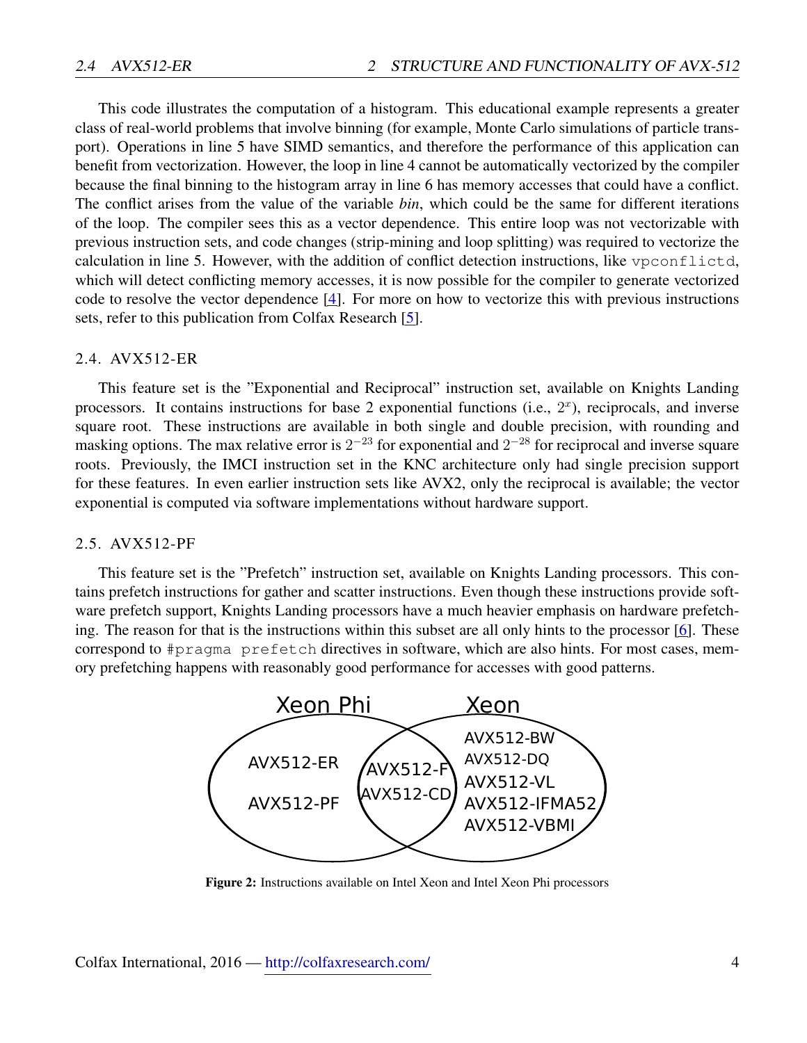This code illustrates the computation of a histogram. This educational example represents a greater class of real-world problems that involve binning (for example, Monte Carlo simulations of particle transport). Operations in line 5 have SIMD semantics, and therefore the performance of this application can benefit from vectorization. However, the loop in line 4 cannot be automatically vectorized by the compiler because the final binning to the histogram array in line 6 has memory accesses that could have a conflict. The conflict arises from the value of the variable *bin*, which could be the same for different iterations of the loop. The compiler sees this as a vector dependence. This entire loop was not vectorizable with previous instruction sets, and code changes (strip-mining and loop splitting) was required to vectorize the calculation in line 5. However, with the addition of conflict detection instructions, like `vpconflictd`, which will detect conflicting memory accesses, it is now possible for the compiler to generate vectorized code to resolve the vector dependence [4]. For more on how to vectorize this with previous instructions sets, refer to this publication from Colfax Research [5].

### 2.4. AVX512-ER

This feature set is the "Exponential and Reciprocal" instruction set, available on Knights Landing processors. It contains instructions for base 2 exponential functions (i.e., $2^x$), reciprocals, and inverse square root. These instructions are available in both single and double precision, with rounding and masking options. The max relative error is $2^{-23}$ for exponential and $2^{-28}$ for reciprocal and inverse square roots. Previously, the IMCI instruction set in the KNC architecture only had single precision support for these features. In even earlier instruction sets like AVX2, only the reciprocal is available; the vector exponential is computed via software implementations without hardware support.

### 2.5. AVX512-PF

This feature set is the "Prefetch" instruction set, available on Knights Landing processors. This contains prefetch instructions for gather and scatter instructions. Even though these instructions provide software prefetch support, Knights Landing processors have a much heavier emphasis on hardware prefetching. The reason for that is the instructions within this subset are all only hints to the processor [6]. These correspond to `#pragma prefetch` directives in software, which are also hints. For most cases, memory prefetching happens with reasonably good performance for accesses with good patterns.

| Xeon Phi only | Both | Xeon only |
|---|---|---|
| AVX512-ER | AVX512-F | AVX512-BW |
| AVX512-PF | AVX512-CD | AVX512-DQ |
| | | AVX512-VL |
| | | AVX512-IFMA52 |
| | | AVX512-VBMI |

**Figure 2:** Instructions available on Intel Xeon and Intel Xeon Phi processors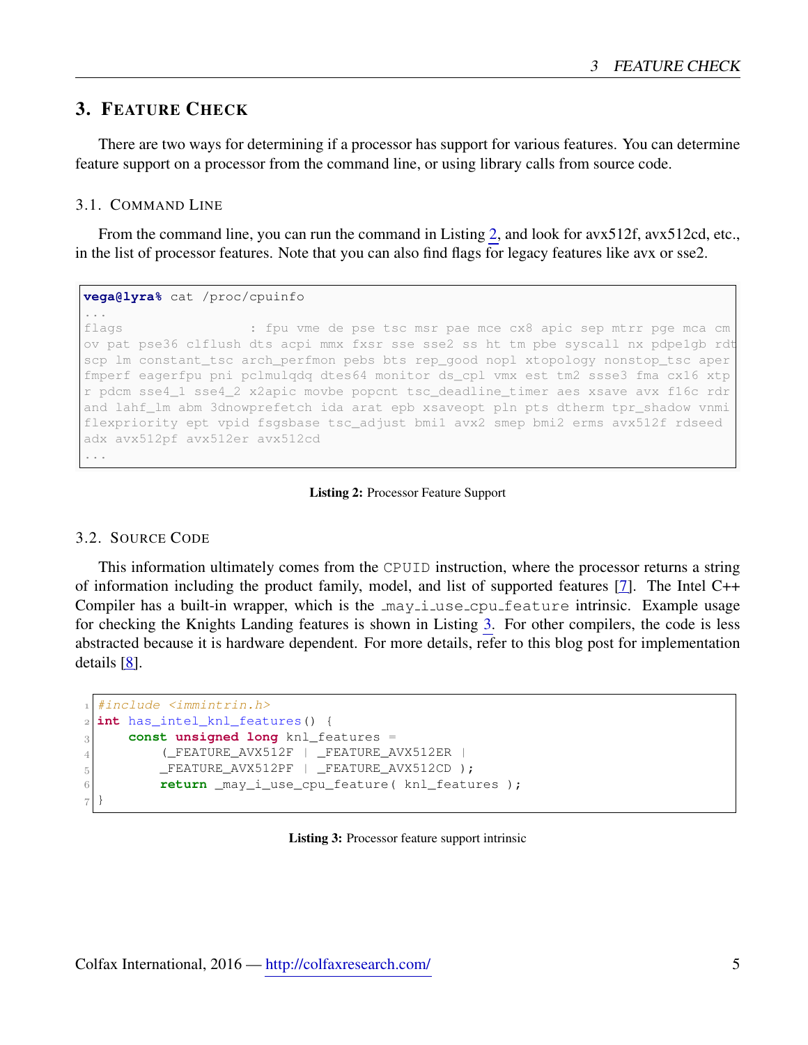## 3. Feature Check

There are two ways for determining if a processor has support for various features. You can determine feature support on a processor from the command line, or using library calls from source code.

### 3.1. Command Line

From the command line, you can run the command in Listing 2, and look for avx512f, avx512cd, etc., in the list of processor features. Note that you can also find flags for legacy features like avx or sse2.

```
vega@lyra% cat /proc/cpuinfo
...
flags		: fpu vme de pse tsc msr pae mce cx8 apic sep mtrr pge mca cmov pat pse36 clflush dts acpi mmx fxsr sse sse2 ss ht tm pbe syscall nx pdpe1gb rdtscp lm constant_tsc arch_perfmon pebs bts rep_good nopl xtopology nonstop_tsc aperfmperf eagerfpu pni pclmulqdq dtes64 monitor ds_cpl vmx est tm2 ssse3 fma cx16 xtpr pdcm sse4_1 sse4_2 x2apic movbe popcnt tsc_deadline_timer aes xsave avx f16c rdrand lahf_lm abm 3dnowprefetch ida arat epb xsaveopt pln pts dtherm tpr_shadow vnmi flexpriority ept vpid fsgsbase tsc_adjust bmi1 avx2 smep bmi2 erms avx512f rdseed adx avx512pf avx512er avx512cd
...
```

**Listing 2:** Processor Feature Support

### 3.2. Source Code

This information ultimately comes from the `CPUID` instruction, where the processor returns a string of information including the product family, model, and list of supported features [7]. The Intel C++ Compiler has a built-in wrapper, which is the `_may_i_use_cpu_feature` intrinsic. Example usage for checking the Knights Landing features is shown in Listing 3. For other compilers, the code is less abstracted because it is hardware dependent. For more details, refer to this blog post for implementation details [8].

```
#include <immintrin.h>
int has_intel_knl_features() {
    const unsigned long knl_features =
        (_FEATURE_AVX512F | _FEATURE_AVX512ER |
        _FEATURE_AVX512PF | _FEATURE_AVX512CD );
        return _may_i_use_cpu_feature( knl_features );
}
```

**Listing 3:** Processor feature support intrinsic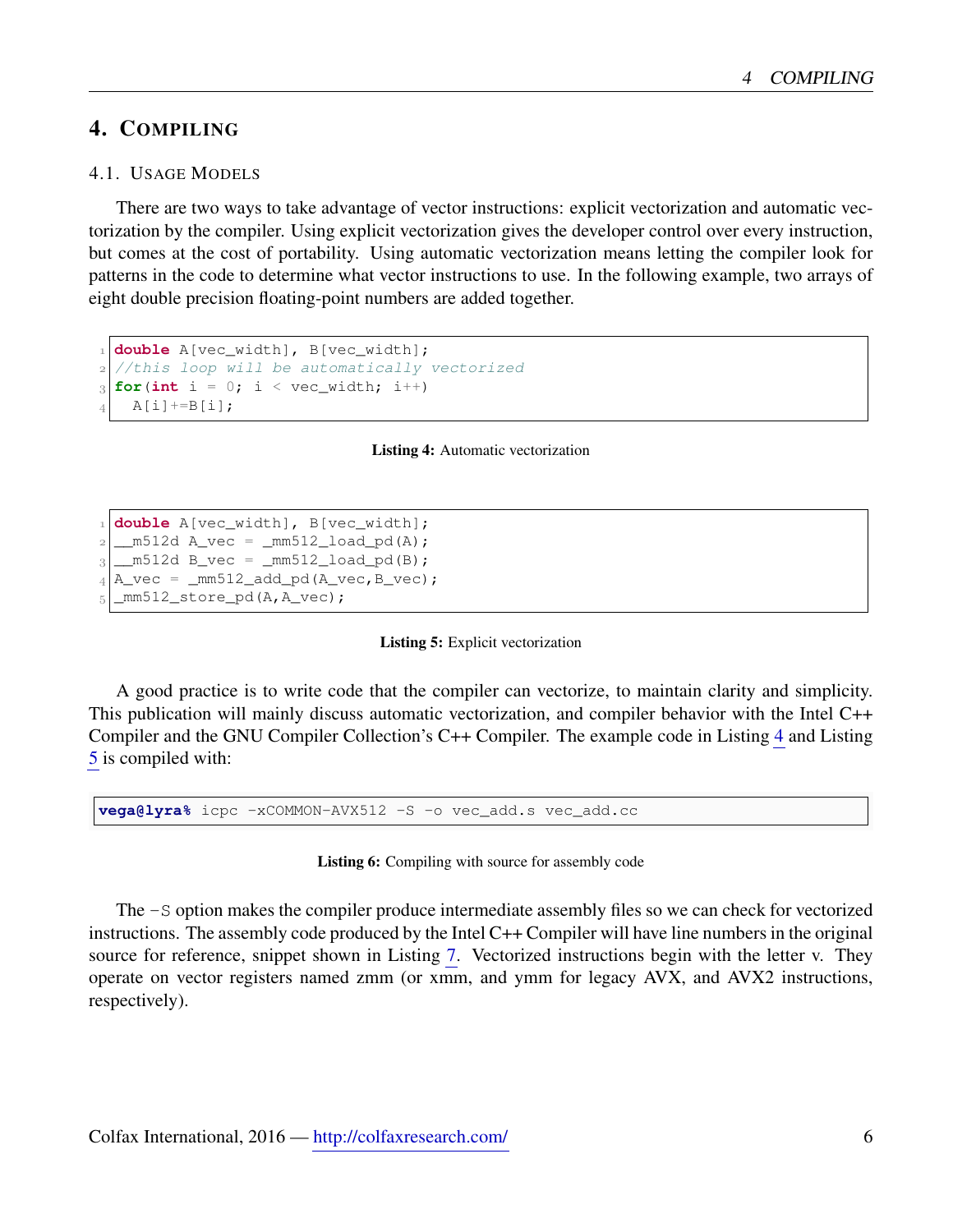# 4. Compiling

## 4.1. Usage Models

There are two ways to take advantage of vector instructions: explicit vectorization and automatic vectorization by the compiler. Using explicit vectorization gives the developer control over every instruction, but comes at the cost of portability. Using automatic vectorization means letting the compiler look for patterns in the code to determine what vector instructions to use. In the following example, two arrays of eight double precision floating-point numbers are added together.

```
double A[vec_width], B[vec_width];
//this loop will be automatically vectorized
for(int i = 0; i < vec_width; i++)
  A[i]+=B[i];
```

**Listing 4:** Automatic vectorization

```
double A[vec_width], B[vec_width];
__m512d A_vec = _mm512_load_pd(A);
__m512d B_vec = _mm512_load_pd(B);
A_vec = _mm512_add_pd(A_vec,B_vec);
_mm512_store_pd(A,A_vec);
```

**Listing 5:** Explicit vectorization

A good practice is to write code that the compiler can vectorize, to maintain clarity and simplicity. This publication will mainly discuss automatic vectorization, and compiler behavior with the Intel C++ Compiler and the GNU Compiler Collection's C++ Compiler. The example code in Listing 4 and Listing 5 is compiled with:

```
vega@lyra% icpc -xCOMMON-AVX512 -S -o vec_add.s vec_add.cc
```

**Listing 6:** Compiling with source for assembly code

The `-S` option makes the compiler produce intermediate assembly files so we can check for vectorized instructions. The assembly code produced by the Intel C++ Compiler will have line numbers in the original source for reference, snippet shown in Listing 7. Vectorized instructions begin with the letter v. They operate on vector registers named zmm (or xmm, and ymm for legacy AVX, and AVX2 instructions, respectively).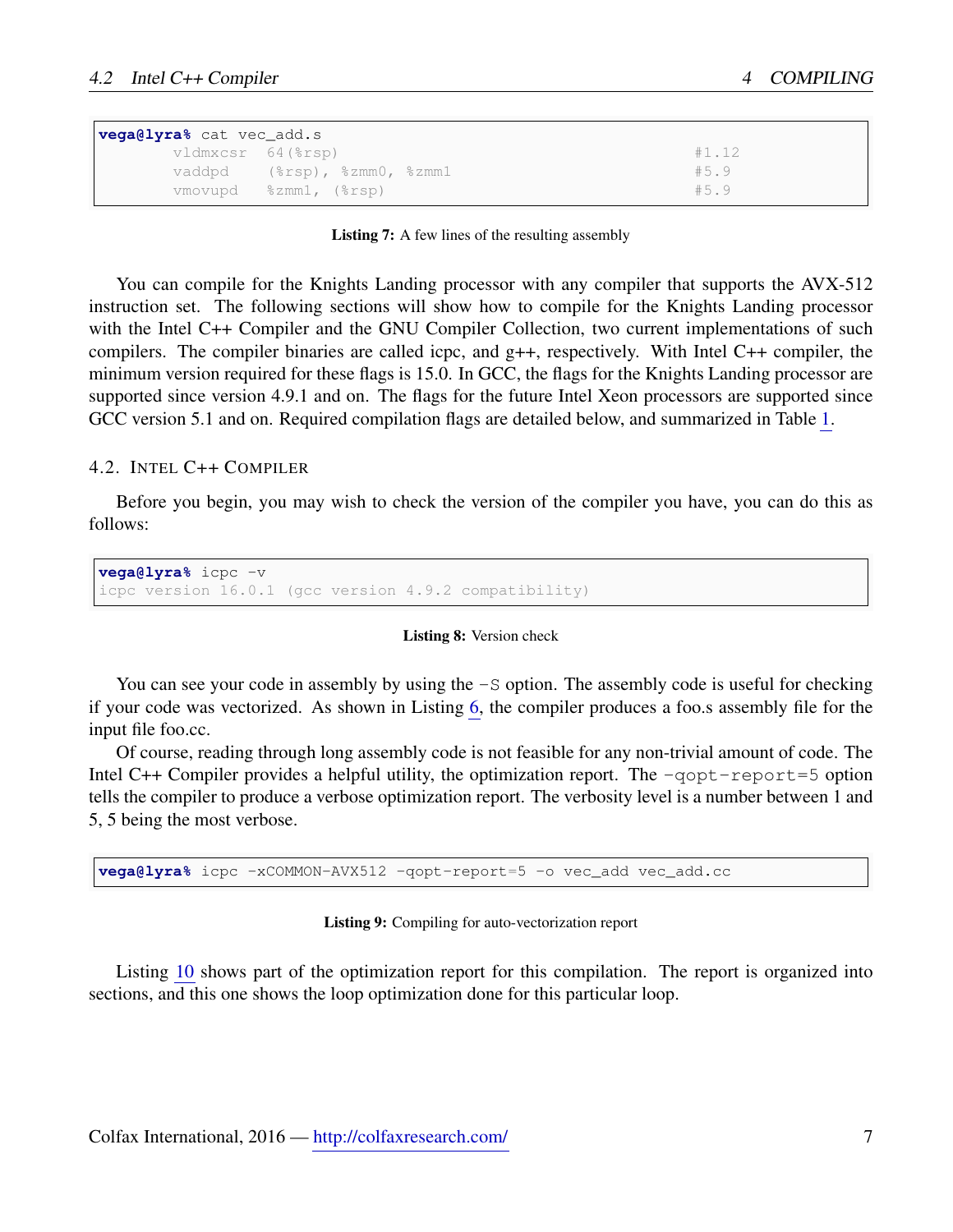```
vega@lyra% cat vec_add.s
        vldmxcsr   64(%rsp)                                         #1.12
        vaddpd     (%rsp), %zmm0, %zmm1                             #5.9
        vmovupd    %zmm1, (%rsp)                                    #5.9
```

**Listing 7:** A few lines of the resulting assembly

You can compile for the Knights Landing processor with any compiler that supports the AVX-512 instruction set. The following sections will show how to compile for the Knights Landing processor with the Intel C++ Compiler and the GNU Compiler Collection, two current implementations of such compilers. The compiler binaries are called icpc, and g++, respectively. With Intel C++ compiler, the minimum version required for these flags is 15.0. In GCC, the flags for the Knights Landing processor are supported since version 4.9.1 and on. The flags for the future Intel Xeon processors are supported since GCC version 5.1 and on. Required compilation flags are detailed below, and summarized in Table 1.

### 4.2. Intel C++ Compiler

Before you begin, you may wish to check the version of the compiler you have, you can do this as follows:

```
vega@lyra% icpc -v
icpc version 16.0.1 (gcc version 4.9.2 compatibility)
```

**Listing 8:** Version check

You can see your code in assembly by using the `-S` option. The assembly code is useful for checking if your code was vectorized. As shown in Listing 6, the compiler produces a foo.s assembly file for the input file foo.cc.

Of course, reading through long assembly code is not feasible for any non-trivial amount of code. The Intel C++ Compiler provides a helpful utility, the optimization report. The `-qopt-report=5` option tells the compiler to produce a verbose optimization report. The verbosity level is a number between 1 and 5, 5 being the most verbose.

```
vega@lyra% icpc -xCOMMON-AVX512 -qopt-report=5 -o vec_add vec_add.cc
```

**Listing 9:** Compiling for auto-vectorization report

Listing 10 shows part of the optimization report for this compilation. The report is organized into sections, and this one shows the loop optimization done for this particular loop.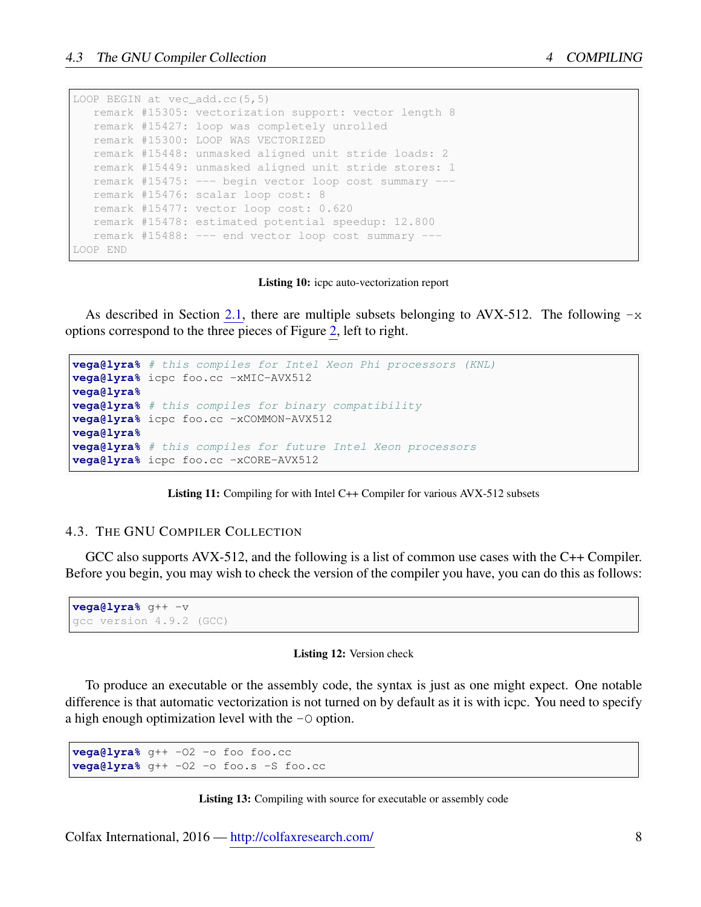```
LOOP BEGIN at vec_add.cc(5,5)
   remark #15305: vectorization support: vector length 8
   remark #15427: loop was completely unrolled
   remark #15300: LOOP WAS VECTORIZED
   remark #15448: unmasked aligned unit stride loads: 2
   remark #15449: unmasked aligned unit stride stores: 1
   remark #15475: --- begin vector loop cost summary ---
   remark #15476: scalar loop cost: 8
   remark #15477: vector loop cost: 0.620
   remark #15478: estimated potential speedup: 12.800
   remark #15488: --- end vector loop cost summary ---
LOOP END
```

**Listing 10:** icpc auto-vectorization report

As described in Section 2.1, there are multiple subsets belonging to AVX-512. The following `-x` options correspond to the three pieces of Figure 2, left to right.

```
vega@lyra% # this compiles for Intel Xeon Phi processors (KNL)
vega@lyra% icpc foo.cc -xMIC-AVX512
vega@lyra%
vega@lyra% # this compiles for binary compatibility
vega@lyra% icpc foo.cc -xCOMMON-AVX512
vega@lyra%
vega@lyra% # this compiles for future Intel Xeon processors
vega@lyra% icpc foo.cc -xCORE-AVX512
```

**Listing 11:** Compiling for with Intel C++ Compiler for various AVX-512 subsets

## 4.3. The GNU Compiler Collection

GCC also supports AVX-512, and the following is a list of common use cases with the C++ Compiler. Before you begin, you may wish to check the version of the compiler you have, you can do this as follows:

```
vega@lyra% g++ -v
gcc version 4.9.2 (GCC)
```

**Listing 12:** Version check

To produce an executable or the assembly code, the syntax is just as one might expect. One notable difference is that automatic vectorization is not turned on by default as it is with icpc. You need to specify a high enough optimization level with the `-O` option.

```
vega@lyra% g++ -O2 -o foo foo.cc
vega@lyra% g++ -O2 -o foo.s -S foo.cc
```

**Listing 13:** Compiling with source for executable or assembly code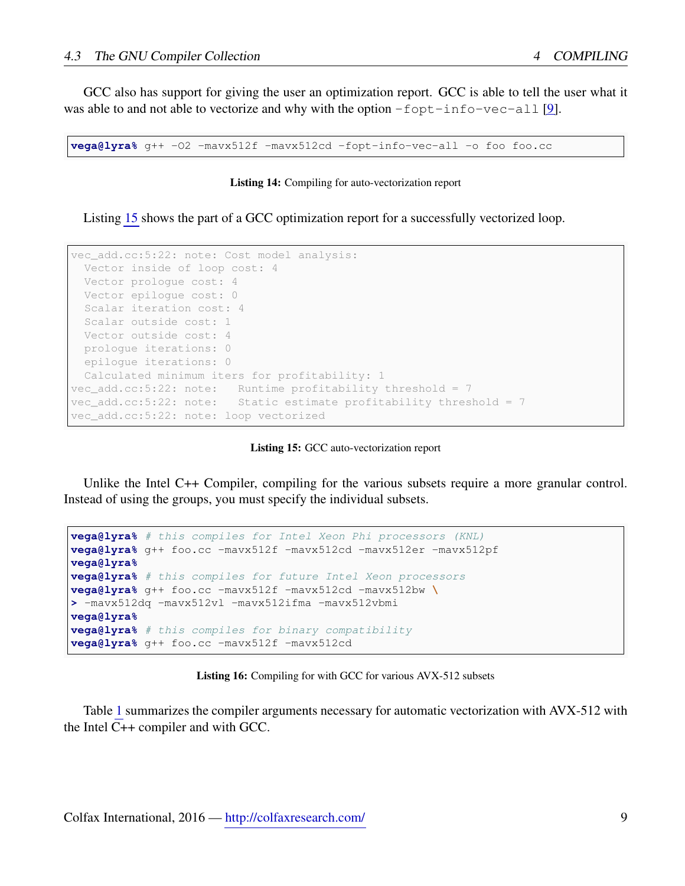GCC also has support for giving the user an optimization report. GCC is able to tell the user what it was able to and not able to vectorize and why with the option `-fopt-info-vec-all` [9].

```
vega@lyra% g++ -O2 -mavx512f -mavx512cd -fopt-info-vec-all -o foo foo.cc
```

**Listing 14:** Compiling for auto-vectorization report

Listing 15 shows the part of a GCC optimization report for a successfully vectorized loop.

```
vec_add.cc:5:22: note: Cost model analysis:
  Vector inside of loop cost: 4
  Vector prologue cost: 4
  Vector epilogue cost: 0
  Scalar iteration cost: 4
  Scalar outside cost: 1
  Vector outside cost: 4
  prologue iterations: 0
  epilogue iterations: 0
  Calculated minimum iters for profitability: 1
vec_add.cc:5:22: note:   Runtime profitability threshold = 7
vec_add.cc:5:22: note:   Static estimate profitability threshold = 7
vec_add.cc:5:22: note: loop vectorized
```

**Listing 15:** GCC auto-vectorization report

Unlike the Intel C++ Compiler, compiling for the various subsets require a more granular control. Instead of using the groups, you must specify the individual subsets.

```
vega@lyra% # this compiles for Intel Xeon Phi processors (KNL)
vega@lyra% g++ foo.cc -mavx512f -mavx512cd -mavx512er -mavx512pf
vega@lyra%
vega@lyra% # this compiles for future Intel Xeon processors
vega@lyra% g++ foo.cc -mavx512f -mavx512cd -mavx512bw \
> -mavx512dq -mavx512vl -mavx512ifma -mavx512vbmi
vega@lyra%
vega@lyra% # this compiles for binary compatibility
vega@lyra% g++ foo.cc -mavx512f -mavx512cd
```

**Listing 16:** Compiling for with GCC for various AVX-512 subsets

Table 1 summarizes the compiler arguments necessary for automatic vectorization with AVX-512 with the Intel C++ compiler and with GCC.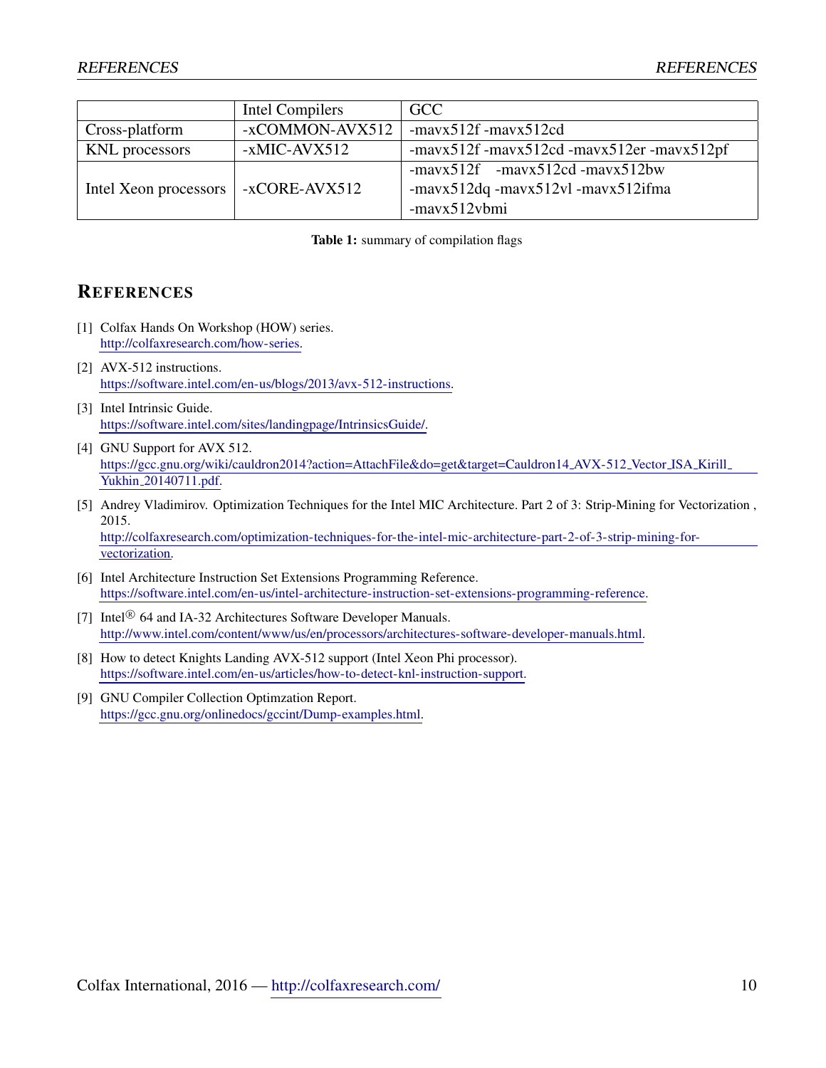| | Intel Compilers | GCC |
|---|---|---|
| Cross-platform | -xCOMMON-AVX512 | -mavx512f -mavx512cd |
| KNL processors | -xMIC-AVX512 | -mavx512f -mavx512cd -mavx512er -mavx512pf |
| Intel Xeon processors | -xCORE-AVX512 | -mavx512f -mavx512cd -mavx512bw -mavx512dq -mavx512vl -mavx512ifma -mavx512vbmi |

**Table 1:** summary of compilation flags

# REFERENCES

[1] Colfax Hands On Workshop (HOW) series.
http://colfaxresearch.com/how-series.

[2] AVX-512 instructions.
https://software.intel.com/en-us/blogs/2013/avx-512-instructions.

[3] Intel Intrinsic Guide.
https://software.intel.com/sites/landingpage/IntrinsicsGuide/.

[4] GNU Support for AVX 512.
https://gcc.gnu.org/wiki/cauldron2014?action=AttachFile&do=get&target=Cauldron14_AVX-512_Vector_ISA_Kirill_Yukhin_20140711.pdf.

[5] Andrey Vladimirov. Optimization Techniques for the Intel MIC Architecture. Part 2 of 3: Strip-Mining for Vectorization , 2015.
http://colfaxresearch.com/optimization-techniques-for-the-intel-mic-architecture-part-2-of-3-strip-mining-for-vectorization.

[6] Intel Architecture Instruction Set Extensions Programming Reference.
https://software.intel.com/en-us/intel-architecture-instruction-set-extensions-programming-reference.

[7] Intel® 64 and IA-32 Architectures Software Developer Manuals.
http://www.intel.com/content/www/us/en/processors/architectures-software-developer-manuals.html.

[8] How to detect Knights Landing AVX-512 support (Intel Xeon Phi processor).
https://software.intel.com/en-us/articles/how-to-detect-knl-instruction-support.

[9] GNU Compiler Collection Optimzation Report.
https://gcc.gnu.org/onlinedocs/gccint/Dump-examples.html.